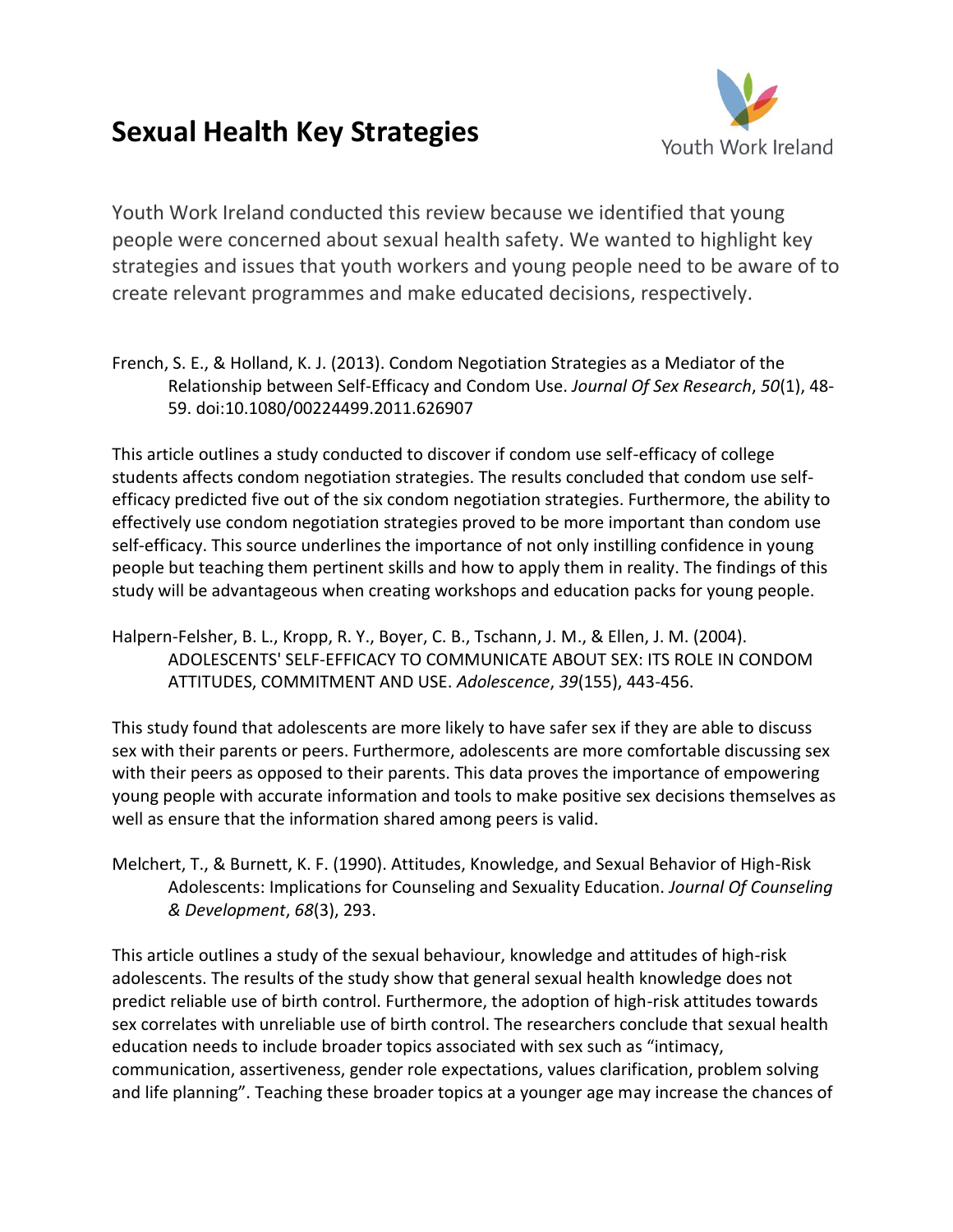# Sexual Health Key Strategies

Youth Work Ireland

Youth Work Ireland conducted this review because we identified that young people were concerned about sexual health safety. We wanted to highlight key strategies and issues that youth workers and young people need to be aware of to create relevant programmes and make educated decisions, respectively.

French, S. E., & Holland, K. J. (2013). Condom Negotiation Strategies as a Mediator of the Relationship between Self-Efficacy and Condom Use. *Journal Of Sex Research*, *50*(1), 48-59. doi:10.1080/00224499.2011.626907

This article outlines a study conducted to discover if condom use self-efficacy of college students affects condom negotiation strategies. The results concluded that condom use self-efficacy predicted five out of the six condom negotiation strategies. Furthermore, the ability to effectively use condom negotiation strategies proved to be more important than condom use self-efficacy. This source underlines the importance of not only instilling confidence in young people but teaching them pertinent skills and how to apply them in reality. The findings of this study will be advantageous when creating workshops and education packs for young people.

Halpern-Felsher, B. L., Kropp, R. Y., Boyer, C. B., Tschann, J. M., & Ellen, J. M. (2004). ADOLESCENTS' SELF-EFFICACY TO COMMUNICATE ABOUT SEX: ITS ROLE IN CONDOM ATTITUDES, COMMITMENT AND USE. *Adolescence*, *39*(155), 443-456.

This study found that adolescents are more likely to have safer sex if they are able to discuss sex with their parents or peers. Furthermore, adolescents are more comfortable discussing sex with their peers as opposed to their parents. This data proves the importance of empowering young people with accurate information and tools to make positive sex decisions themselves as well as ensure that the information shared among peers is valid.

Melchert, T., & Burnett, K. F. (1990). Attitudes, Knowledge, and Sexual Behavior of High-Risk Adolescents: Implications for Counseling and Sexuality Education. *Journal Of Counseling & Development*, *68*(3), 293.

This article outlines a study of the sexual behaviour, knowledge and attitudes of high-risk adolescents. The results of the study show that general sexual health knowledge does not predict reliable use of birth control. Furthermore, the adoption of high-risk attitudes towards sex correlates with unreliable use of birth control. The researchers conclude that sexual health education needs to include broader topics associated with sex such as "intimacy, communication, assertiveness, gender role expectations, values clarification, problem solving and life planning". Teaching these broader topics at a younger age may increase the chances of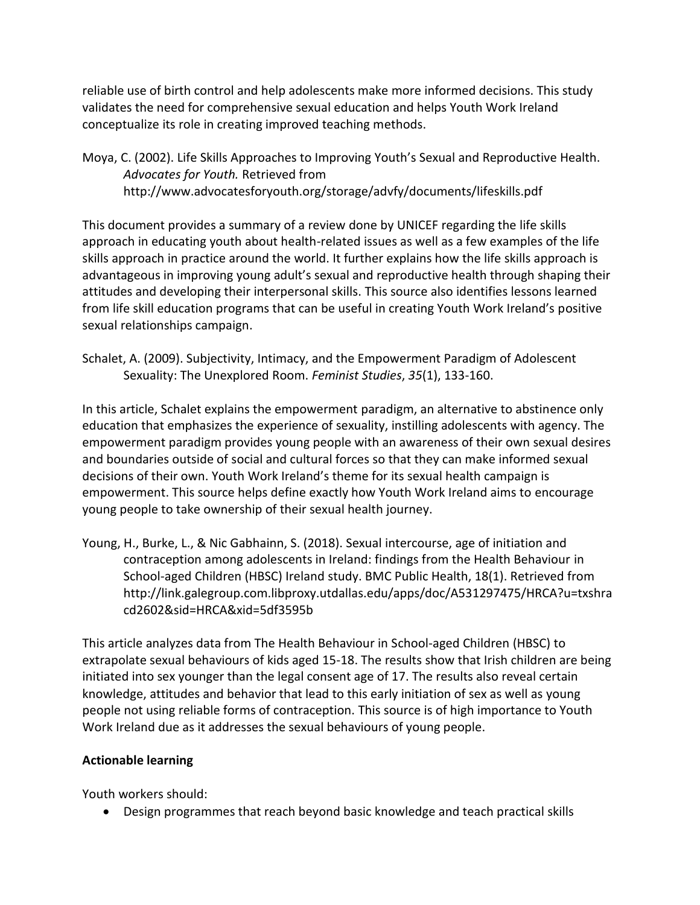reliable use of birth control and help adolescents make more informed decisions. This study validates the need for comprehensive sexual education and helps Youth Work Ireland conceptualize its role in creating improved teaching methods.

Moya, C. (2002). Life Skills Approaches to Improving Youth's Sexual and Reproductive Health. *Advocates for Youth.* Retrieved from http://www.advocatesforyouth.org/storage/advfy/documents/lifeskills.pdf

This document provides a summary of a review done by UNICEF regarding the life skills approach in educating youth about health-related issues as well as a few examples of the life skills approach in practice around the world. It further explains how the life skills approach is advantageous in improving young adult's sexual and reproductive health through shaping their attitudes and developing their interpersonal skills. This source also identifies lessons learned from life skill education programs that can be useful in creating Youth Work Ireland's positive sexual relationships campaign.

Schalet, A. (2009). Subjectivity, Intimacy, and the Empowerment Paradigm of Adolescent Sexuality: The Unexplored Room. *Feminist Studies*, *35*(1), 133-160.

In this article, Schalet explains the empowerment paradigm, an alternative to abstinence only education that emphasizes the experience of sexuality, instilling adolescents with agency. The empowerment paradigm provides young people with an awareness of their own sexual desires and boundaries outside of social and cultural forces so that they can make informed sexual decisions of their own. Youth Work Ireland's theme for its sexual health campaign is empowerment. This source helps define exactly how Youth Work Ireland aims to encourage young people to take ownership of their sexual health journey.

Young, H., Burke, L., & Nic Gabhainn, S. (2018). Sexual intercourse, age of initiation and contraception among adolescents in Ireland: findings from the Health Behaviour in School-aged Children (HBSC) Ireland study. BMC Public Health, 18(1). Retrieved from http://link.galegroup.com.libproxy.utdallas.edu/apps/doc/A531297475/HRCA?u=txshracd2602&sid=HRCA&xid=5df3595b

This article analyzes data from The Health Behaviour in School-aged Children (HBSC) to extrapolate sexual behaviours of kids aged 15-18. The results show that Irish children are being initiated into sex younger than the legal consent age of 17. The results also reveal certain knowledge, attitudes and behavior that lead to this early initiation of sex as well as young people not using reliable forms of contraception. This source is of high importance to Youth Work Ireland due as it addresses the sexual behaviours of young people.

**Actionable learning**

Youth workers should:

- Design programmes that reach beyond basic knowledge and teach practical skills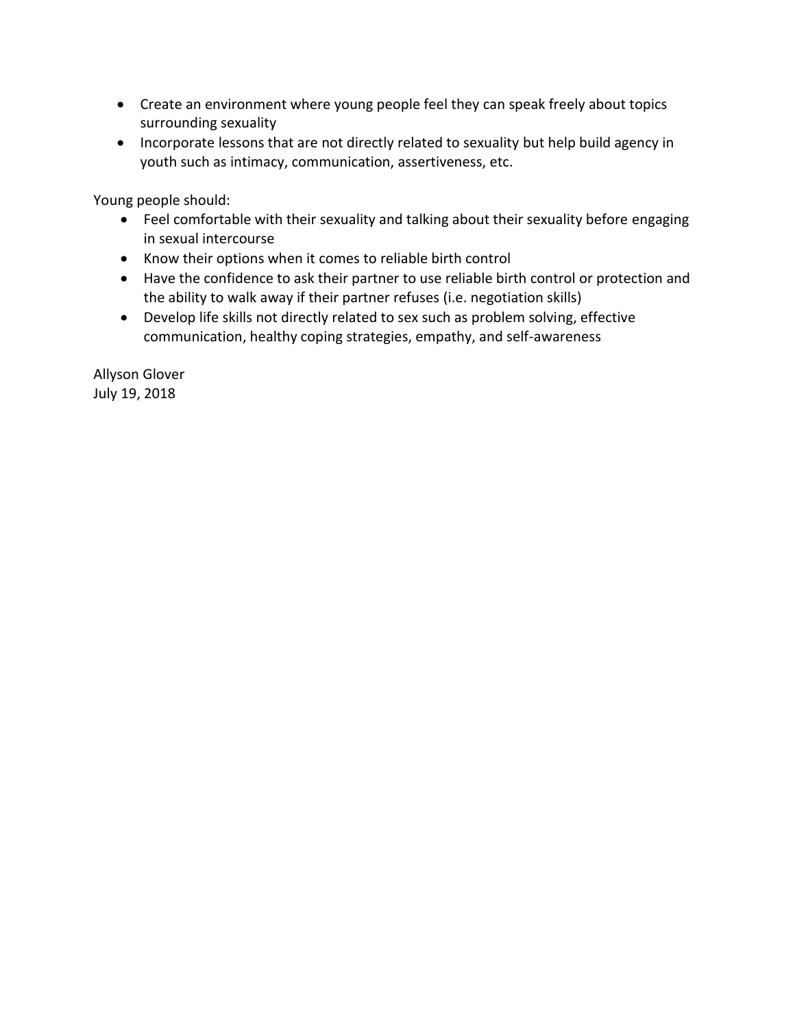- Create an environment where young people feel they can speak freely about topics surrounding sexuality
- Incorporate lessons that are not directly related to sexuality but help build agency in youth such as intimacy, communication, assertiveness, etc.

Young people should:

- Feel comfortable with their sexuality and talking about their sexuality before engaging in sexual intercourse
- Know their options when it comes to reliable birth control
- Have the confidence to ask their partner to use reliable birth control or protection and the ability to walk away if their partner refuses (i.e. negotiation skills)
- Develop life skills not directly related to sex such as problem solving, effective communication, healthy coping strategies, empathy, and self-awareness

Allyson Glover
July 19, 2018